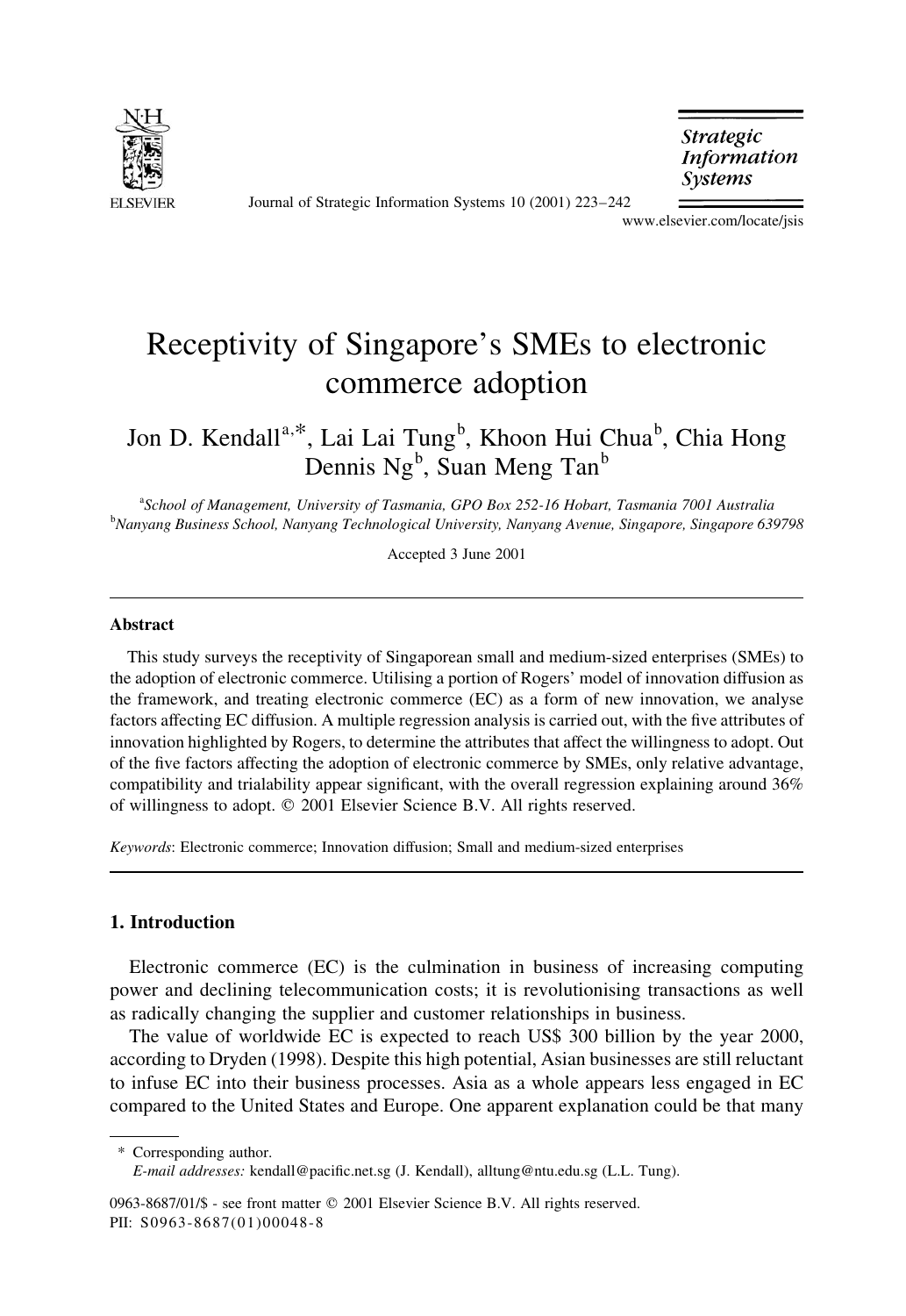# Receptivity of Singapore's SMEs to electronic commerce adoption

Jon D. Kendall[a,*], Lai Lai Tung[b], Khoon Hui Chua[b], Chia Hong Dennis Ng[b], Suan Meng Tan[b]

[a] *School of Management, University of Tasmania, GPO Box 252-16 Hobart, Tasmania 7001 Australia*
[b] *Nanyang Business School, Nanyang Technological University, Nanyang Avenue, Singapore, Singapore 639798*

Accepted 3 June 2001

## Abstract

This study surveys the receptivity of Singaporean small and medium-sized enterprises (SMEs) to the adoption of electronic commerce. Utilising a portion of Rogers' model of innovation diffusion as the framework, and treating electronic commerce (EC) as a form of new innovation, we analyse factors affecting EC diffusion. A multiple regression analysis is carried out, with the five attributes of innovation highlighted by Rogers, to determine the attributes that affect the willingness to adopt. Out of the five factors affecting the adoption of electronic commerce by SMEs, only relative advantage, compatibility and trialability appear significant, with the overall regression explaining around 36% of willingness to adopt. © 2001 Elsevier Science B.V. All rights reserved.

*Keywords*: Electronic commerce; Innovation diffusion; Small and medium-sized enterprises

## 1. Introduction

Electronic commerce (EC) is the culmination in business of increasing computing power and declining telecommunication costs; it is revolutionising transactions as well as radically changing the supplier and customer relationships in business.

The value of worldwide EC is expected to reach US$ 300 billion by the year 2000, according to Dryden (1998). Despite this high potential, Asian businesses are still reluctant to infuse EC into their business processes. Asia as a whole appears less engaged in EC compared to the United States and Europe. One apparent explanation could be that many

\* Corresponding author.
*E-mail addresses:* kendall@pacific.net.sg (J. Kendall), alltung@ntu.edu.sg (L.L. Tung).

0963-8687/01/$ - see front matter © 2001 Elsevier Science B.V. All rights reserved.
PII: S0963-8687(01)00048-8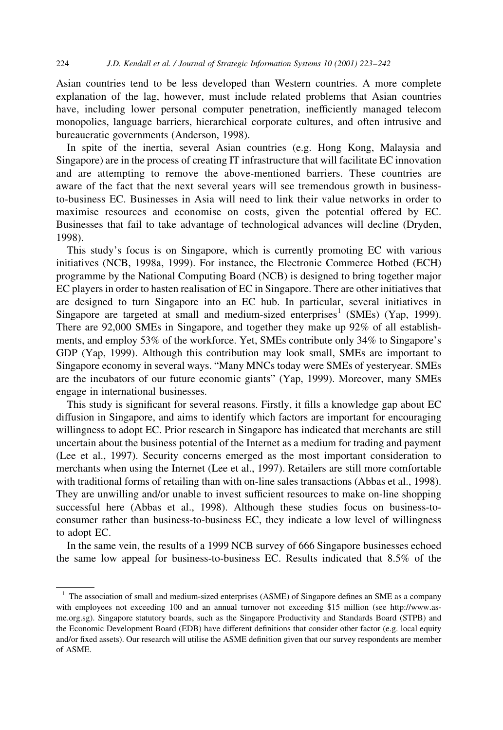Asian countries tend to be less developed than Western countries. A more complete explanation of the lag, however, must include related problems that Asian countries have, including lower personal computer penetration, inefficiently managed telecom monopolies, language barriers, hierarchical corporate cultures, and often intrusive and bureaucratic governments (Anderson, 1998).

In spite of the inertia, several Asian countries (e.g. Hong Kong, Malaysia and Singapore) are in the process of creating IT infrastructure that will facilitate EC innovation and are attempting to remove the above-mentioned barriers. These countries are aware of the fact that the next several years will see tremendous growth in business-to-business EC. Businesses in Asia will need to link their value networks in order to maximise resources and economise on costs, given the potential offered by EC. Businesses that fail to take advantage of technological advances will decline (Dryden, 1998).

This study's focus is on Singapore, which is currently promoting EC with various initiatives (NCB, 1998a, 1999). For instance, the Electronic Commerce Hotbed (ECH) programme by the National Computing Board (NCB) is designed to bring together major EC players in order to hasten realisation of EC in Singapore. There are other initiatives that are designed to turn Singapore into an EC hub. In particular, several initiatives in Singapore are targeted at small and medium-sized enterprises[1] (SMEs) (Yap, 1999). There are 92,000 SMEs in Singapore, and together they make up 92% of all establishments, and employ 53% of the workforce. Yet, SMEs contribute only 34% to Singapore's GDP (Yap, 1999). Although this contribution may look small, SMEs are important to Singapore economy in several ways. "Many MNCs today were SMEs of yesteryear. SMEs are the incubators of our future economic giants" (Yap, 1999). Moreover, many SMEs engage in international businesses.

This study is significant for several reasons. Firstly, it fills a knowledge gap about EC diffusion in Singapore, and aims to identify which factors are important for encouraging willingness to adopt EC. Prior research in Singapore has indicated that merchants are still uncertain about the business potential of the Internet as a medium for trading and payment (Lee et al., 1997). Security concerns emerged as the most important consideration to merchants when using the Internet (Lee et al., 1997). Retailers are still more comfortable with traditional forms of retailing than with on-line sales transactions (Abbas et al., 1998). They are unwilling and/or unable to invest sufficient resources to make on-line shopping successful here (Abbas et al., 1998). Although these studies focus on business-to-consumer rather than business-to-business EC, they indicate a low level of willingness to adopt EC.

In the same vein, the results of a 1999 NCB survey of 666 Singapore businesses echoed the same low appeal for business-to-business EC. Results indicated that 8.5% of the

---

[1] The association of small and medium-sized enterprises (ASME) of Singapore defines an SME as a company with employees not exceeding 100 and an annual turnover not exceeding $15 million (see http://www.asme.org.sg). Singapore statutory boards, such as the Singapore Productivity and Standards Board (STPB) and the Economic Development Board (EDB) have different definitions that consider other factor (e.g. local equity and/or fixed assets). Our research will utilise the ASME definition given that our survey respondents are member of ASME.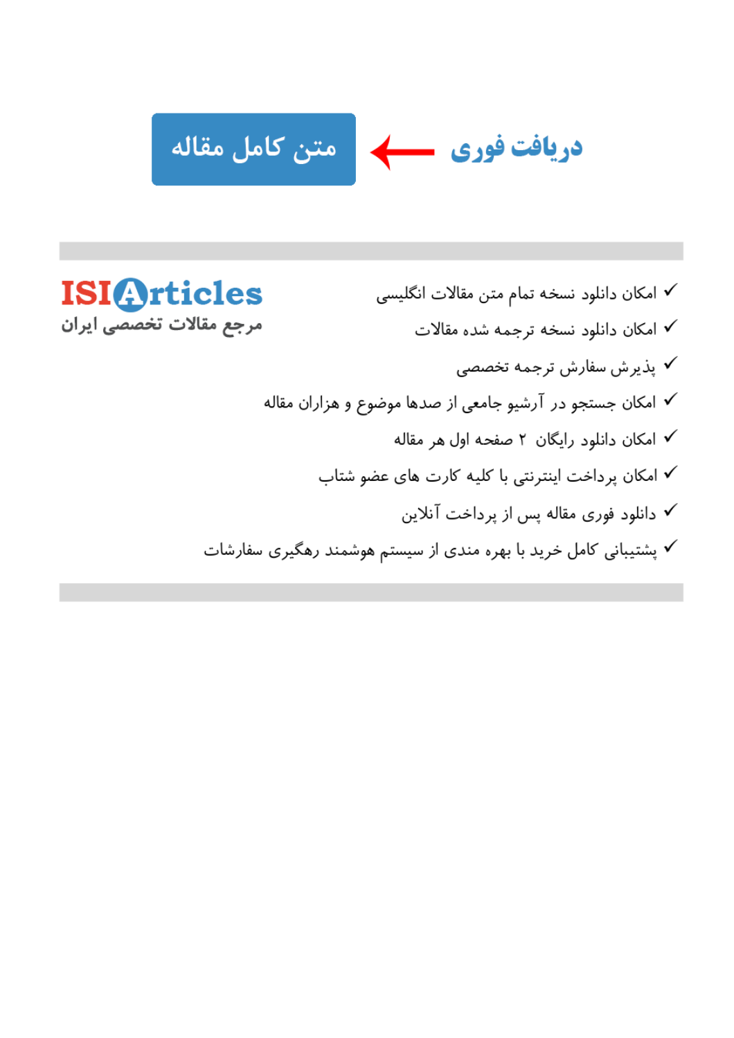دریافت فوری ← **متن کامل مقاله**

**ISIArticles**
مرجع مقالات تخصصی ایران

- ✓ امکان دانلود نسخه تمام متن مقالات انگلیسی
- ✓ امکان دانلود نسخه ترجمه شده مقالات
- ✓ پذیرش سفارش ترجمه تخصصی
- ✓ امکان جستجو در آرشیو جامعی از صدها موضوع و هزاران مقاله
- ✓ امکان دانلود رایگان ۲ صفحه اول هر مقاله
- ✓ امکان پرداخت اینترنتی با کلیه کارت های عضو شتاب
- ✓ دانلود فوری مقاله پس از پرداخت آنلاین
- ✓ پشتیبانی کامل خرید با بهره مندی از سیستم هوشمند رهگیری سفارشات